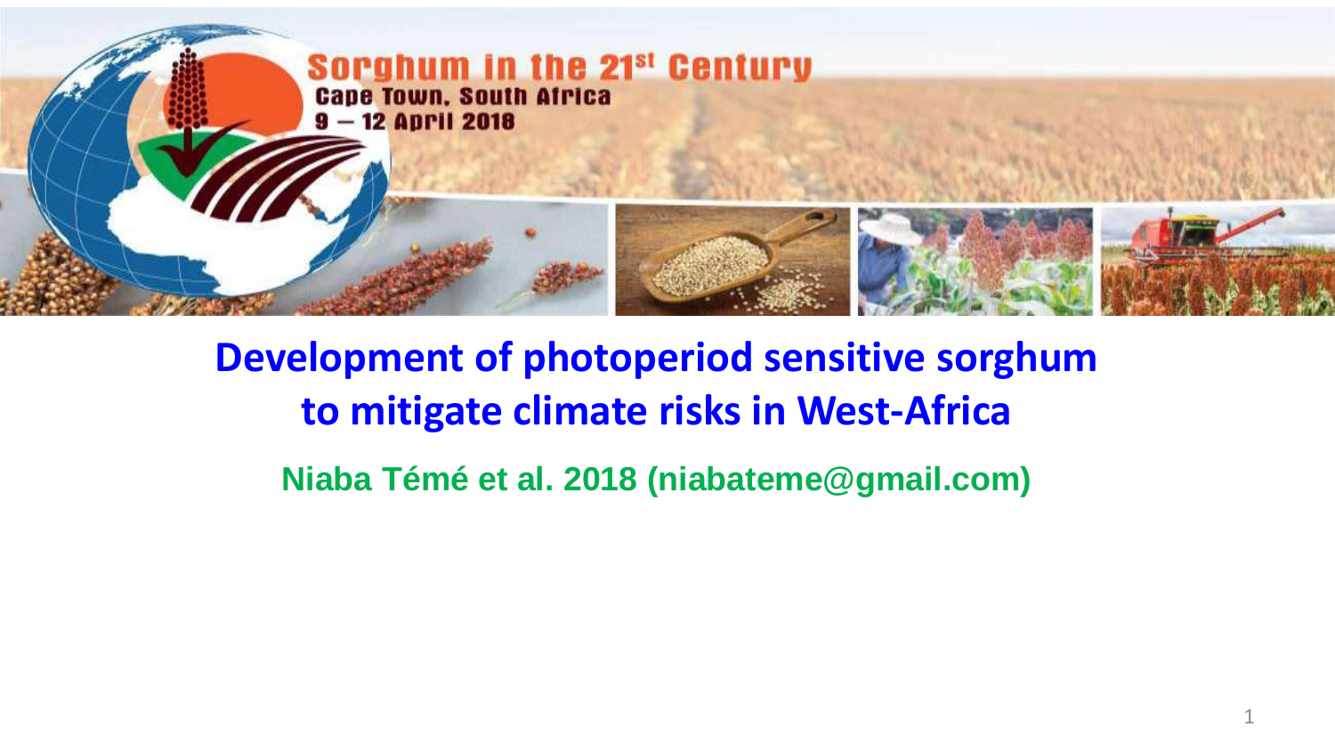Sorghum in the 21st Century
Cape Town, South Africa
9 – 12 April 2018

# Development of photoperiod sensitive sorghum to mitigate climate risks in West-Africa

**Niaba Témé et al. 2018 (niabateme@gmail.com)**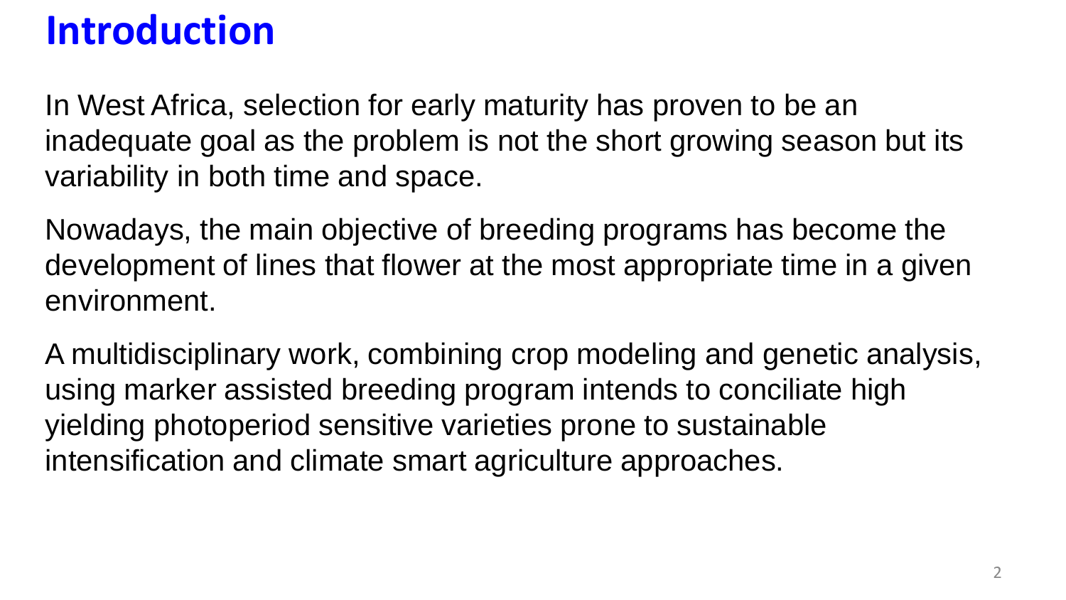# Introduction

In West Africa, selection for early maturity has proven to be an inadequate goal as the problem is not the short growing season but its variability in both time and space.

Nowadays, the main objective of breeding programs has become the development of lines that flower at the most appropriate time in a given environment.

A multidisciplinary work, combining crop modeling and genetic analysis, using marker assisted breeding program intends to conciliate high yielding photoperiod sensitive varieties prone to sustainable intensification and climate smart agriculture approaches.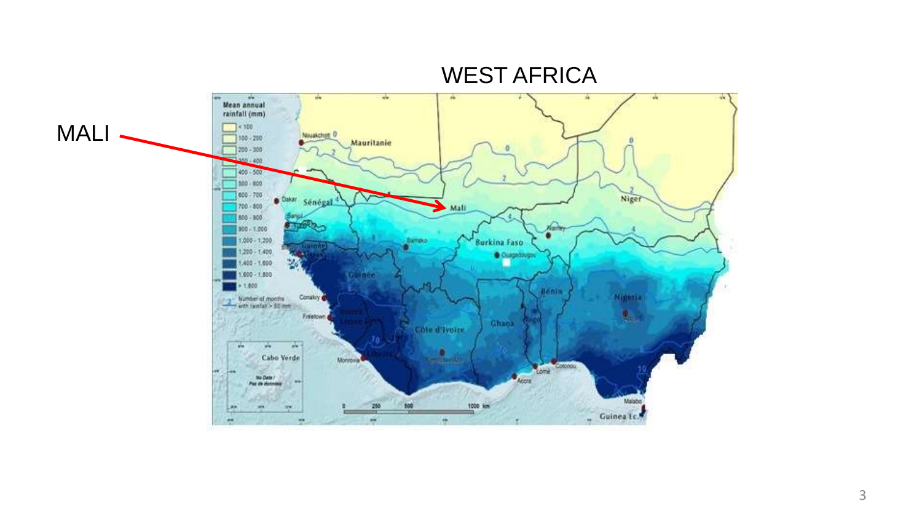# WEST AFRICA

MALI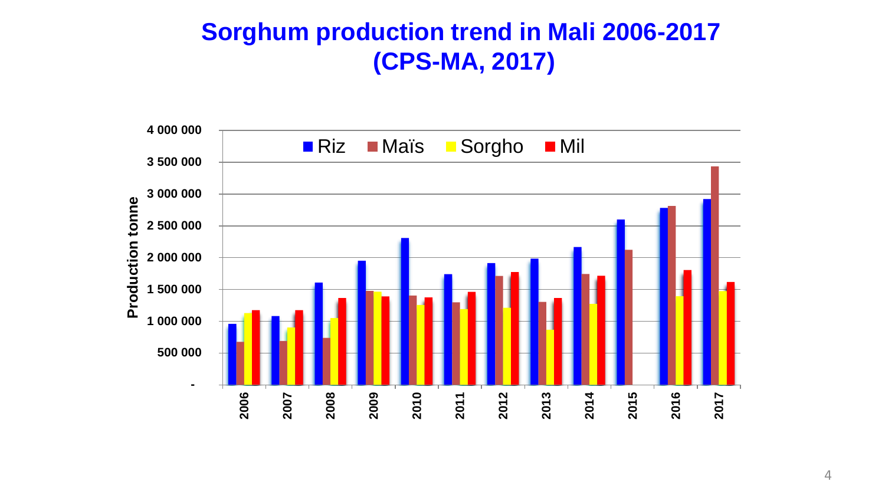# Sorghum production trend in Mali 2006-2017 (CPS-MA, 2017)

Production tonne

4 000 000
3 500 000
3 000 000
2 500 000
2 000 000
1 500 000
1 000 000
500 000
-

Riz | Maïs | Sorgho | Mil

2006 2007 2008 2009 2010 2011 2012 2013 2014 2015 2016 2017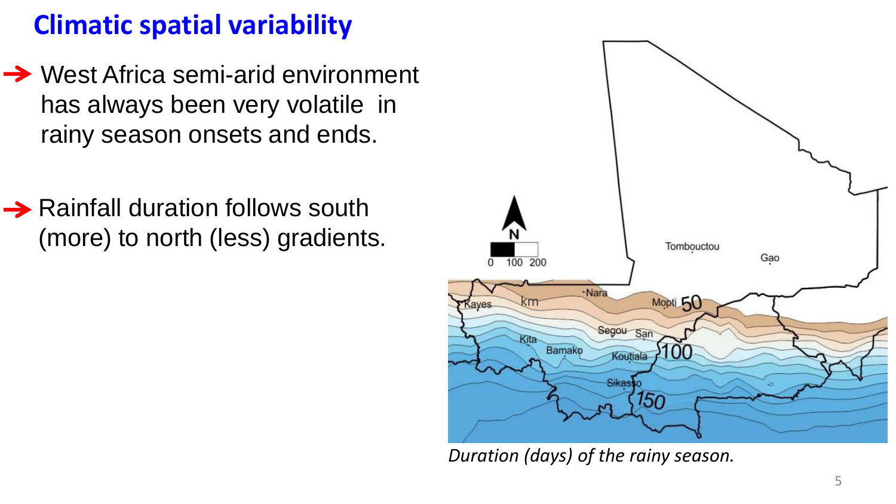## Climatic spatial variability

- West Africa semi-arid environment has always been very volatile in rainy season onsets and ends.
- Rainfall duration follows south (more) to north (less) gradients.

*Duration (days) of the rainy season.*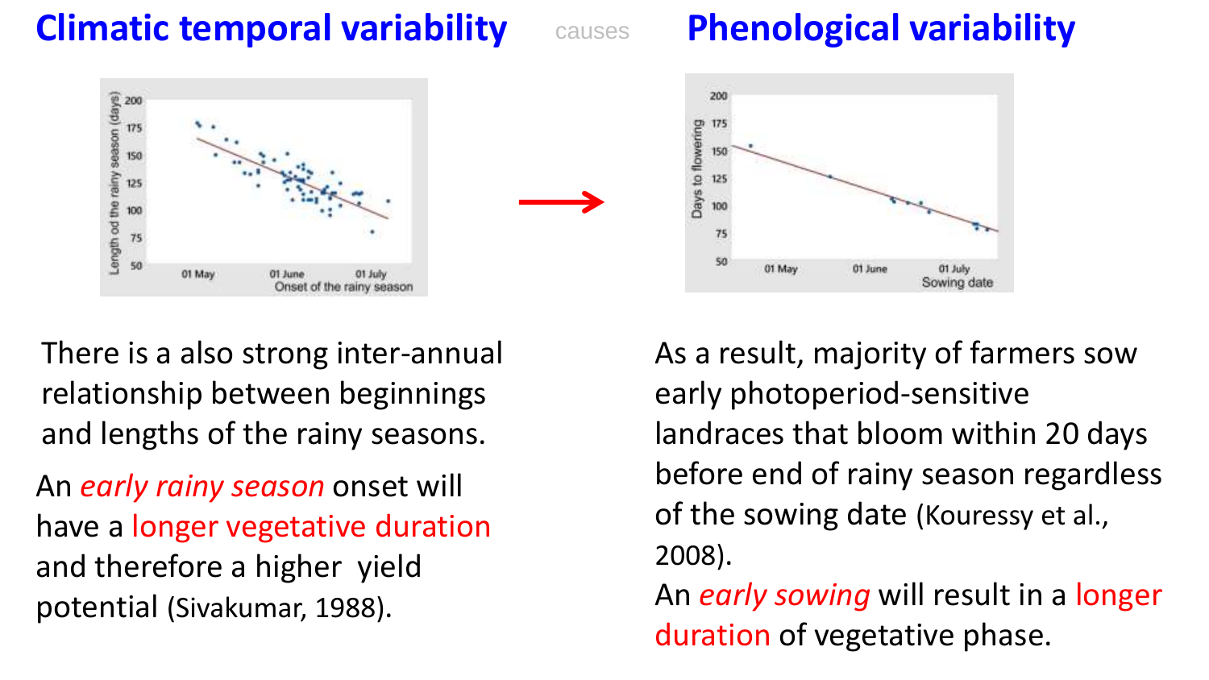## Climatic temporal variability

causes

## Phenological variability

There is a also strong inter-annual relationship between beginnings and lengths of the rainy seasons.

An *early rainy season* onset will have a longer vegetative duration and therefore a higher yield potential (Sivakumar, 1988).

As a result, majority of farmers sow early photoperiod-sensitive landraces that bloom within 20 days before end of rainy season regardless of the sowing date (Kouressy et al., 2008).

An *early sowing* will result in a longer duration of vegetative phase.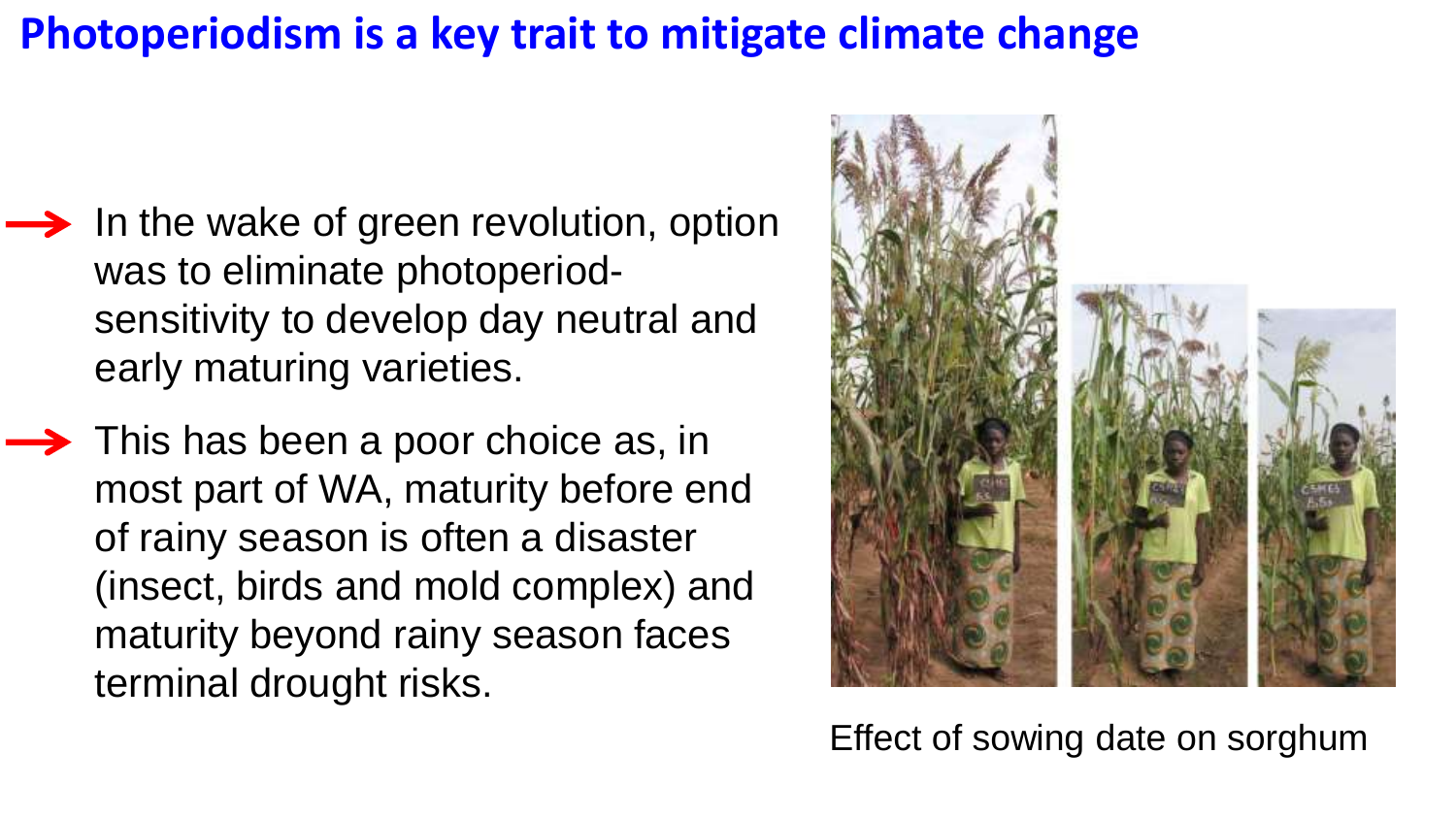# Photoperiodism is a key trait to mitigate climate change

- In the wake of green revolution, option was to eliminate photoperiod-sensitivity to develop day neutral and early maturing varieties.
- This has been a poor choice as, in most part of WA, maturity before end of rainy season is often a disaster (insect, birds and mold complex) and maturity beyond rainy season faces terminal drought risks.

Effect of sowing date on sorghum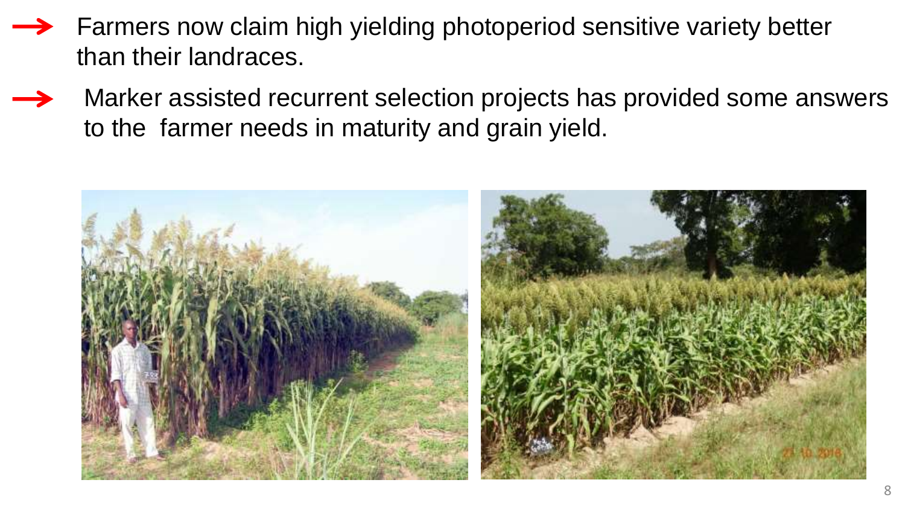- Farmers now claim high yielding photoperiod sensitive variety better than their landraces.
- Marker assisted recurrent selection projects has provided some answers to the farmer needs in maturity and grain yield.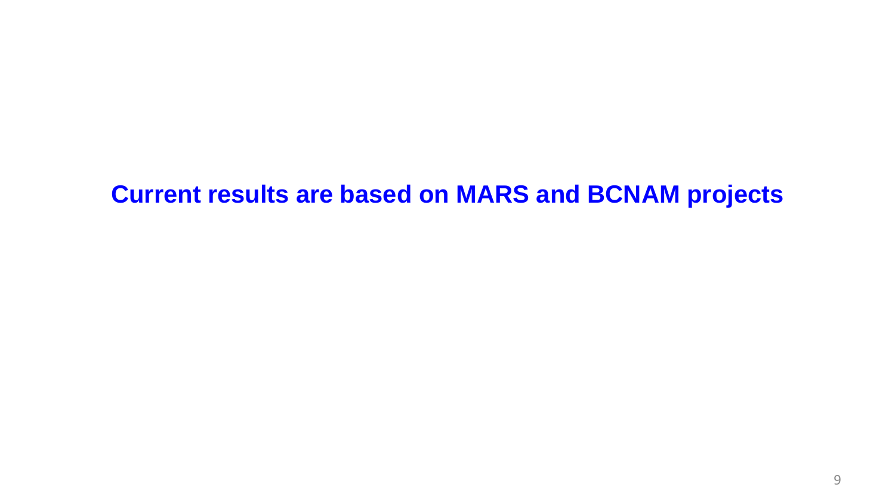**Current results are based on MARS and BCNAM projects**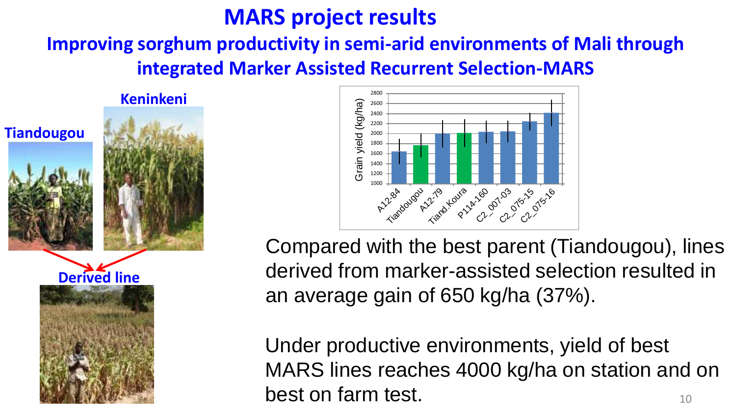# MARS project results

## Improving sorghum productivity in semi-arid environments of Mali through integrated Marker Assisted Recurrent Selection-MARS

Tiandougou

Keninkeni

Derived line

Compared with the best parent (Tiandougou), lines derived from marker-assisted selection resulted in an average gain of 650 kg/ha (37%).

Under productive environments, yield of best MARS lines reaches 4000 kg/ha on station and on best on farm test.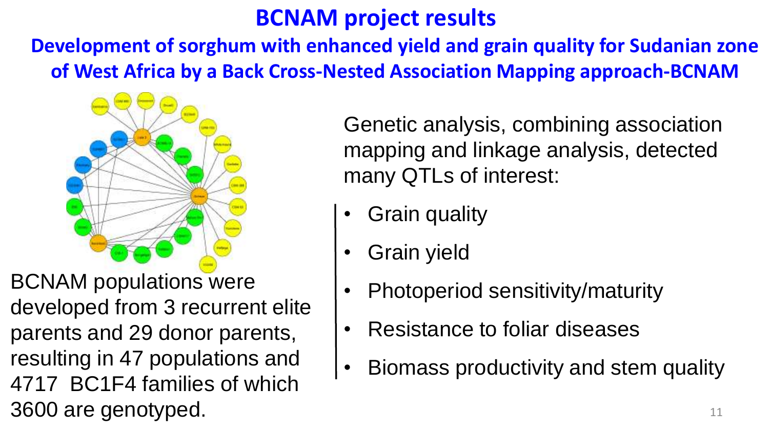# BCNAM project results

## Development of sorghum with enhanced yield and grain quality for Sudanian zone of West Africa by a Back Cross-Nested Association Mapping approach-BCNAM

BCNAM populations were developed from 3 recurrent elite parents and 29 donor parents, resulting in 47 populations and 4717 BC1F4 families of which 3600 are genotyped.

Genetic analysis, combining association mapping and linkage analysis, detected many QTLs of interest:

- Grain quality
- Grain yield
- Photoperiod sensitivity/maturity
- Resistance to foliar diseases
- Biomass productivity and stem quality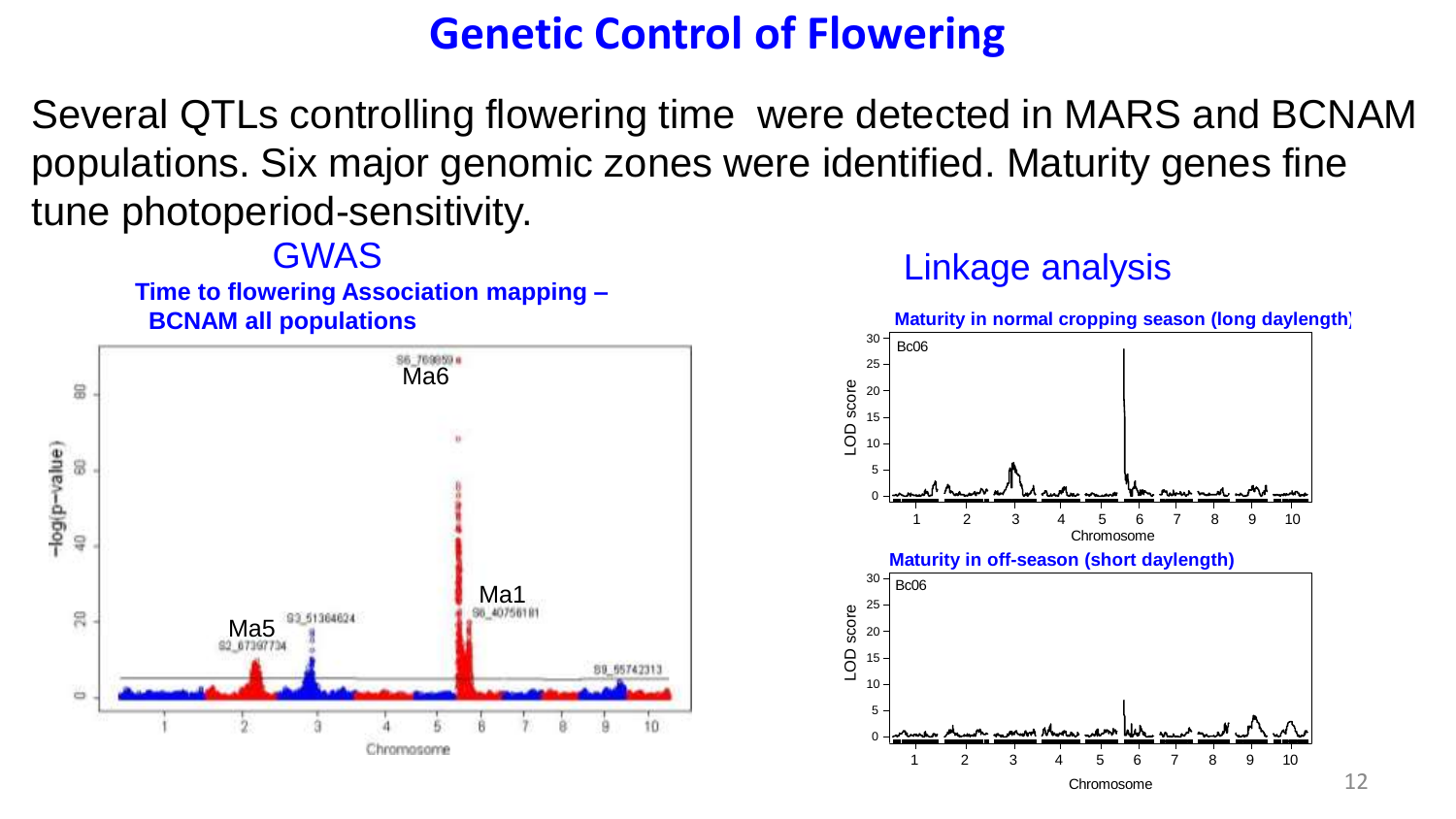# Genetic Control of Flowering

Several QTLs controlling flowering time were detected in MARS and BCNAM populations. Six major genomic zones were identified. Maturity genes fine tune photoperiod-sensitivity.

## GWAS

**Time to flowering Association mapping – BCNAM all populations**

## Linkage analysis

**Maturity in normal cropping season (long daylength)**

**Maturity in off-season (short daylength)**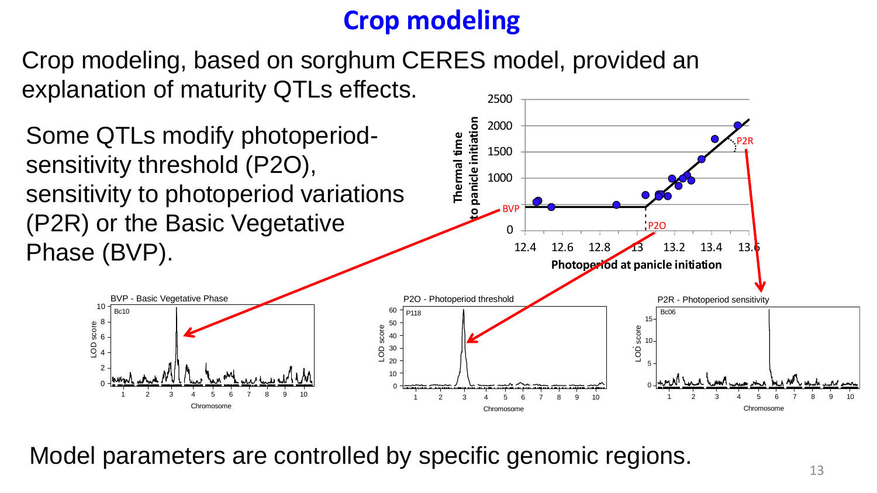# Crop modeling

Crop modeling, based on sorghum CERES model, provided an explanation of maturity QTLs effects.

Some QTLs modify photoperiod-sensitivity threshold (P2O), sensitivity to photoperiod variations (P2R) or the Basic Vegetative Phase (BVP).

Thermal time to panicle initiation

Photoperiod at panicle initiation

BVP - Basic Vegetative Phase

P2O - Photoperiod threshold

P2R - Photoperiod sensitivity

Model parameters are controlled by specific genomic regions.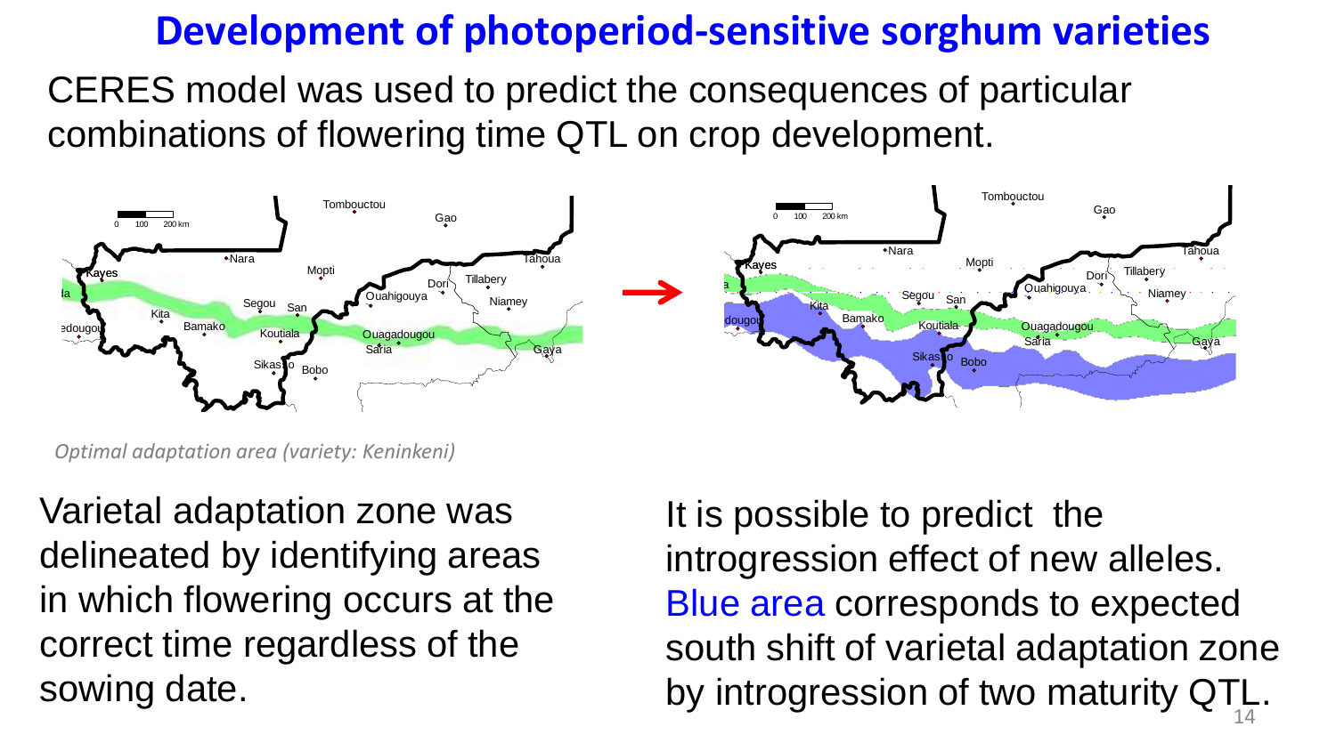# Development of photoperiod-sensitive sorghum varieties

CERES model was used to predict the consequences of particular combinations of flowering time QTL on crop development.

*Optimal adaptation area (variety: Keninkeni)*

Varietal adaptation zone was delineated by identifying areas in which flowering occurs at the correct time regardless of the sowing date.

It is possible to predict the introgression effect of new alleles. Blue area corresponds to expected south shift of varietal adaptation zone by introgression of two maturity QTL.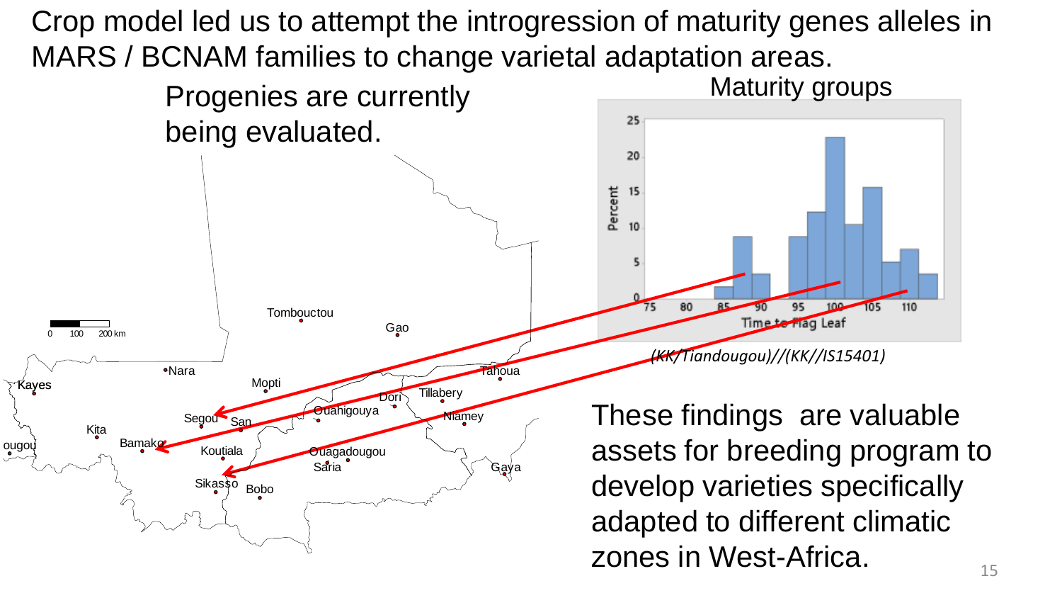# Crop model led us to attempt the introgression of maturity genes alleles in MARS / BCNAM families to change varietal adaptation areas.

Progenies are currently being evaluated.

Maturity groups

*(KK/Tiandougou)//(KK//IS15401)*

These findings are valuable assets for breeding program to develop varieties specifically adapted to different climatic zones in West-Africa.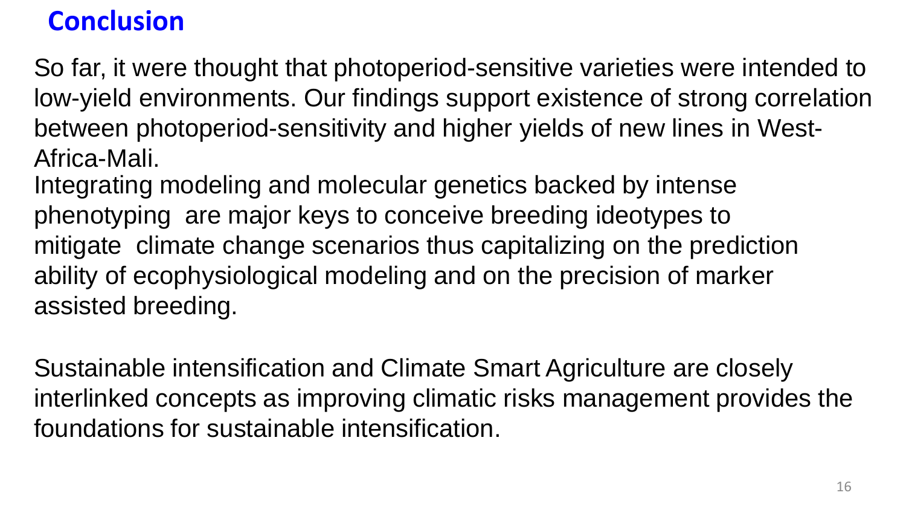# Conclusion

So far, it were thought that photoperiod-sensitive varieties were intended to low-yield environments. Our findings support existence of strong correlation between photoperiod-sensitivity and higher yields of new lines in West-Africa-Mali.

Integrating modeling and molecular genetics backed by intense phenotyping are major keys to conceive breeding ideotypes to mitigate climate change scenarios thus capitalizing on the prediction ability of ecophysiological modeling and on the precision of marker assisted breeding.

Sustainable intensification and Climate Smart Agriculture are closely interlinked concepts as improving climatic risks management provides the foundations for sustainable intensification.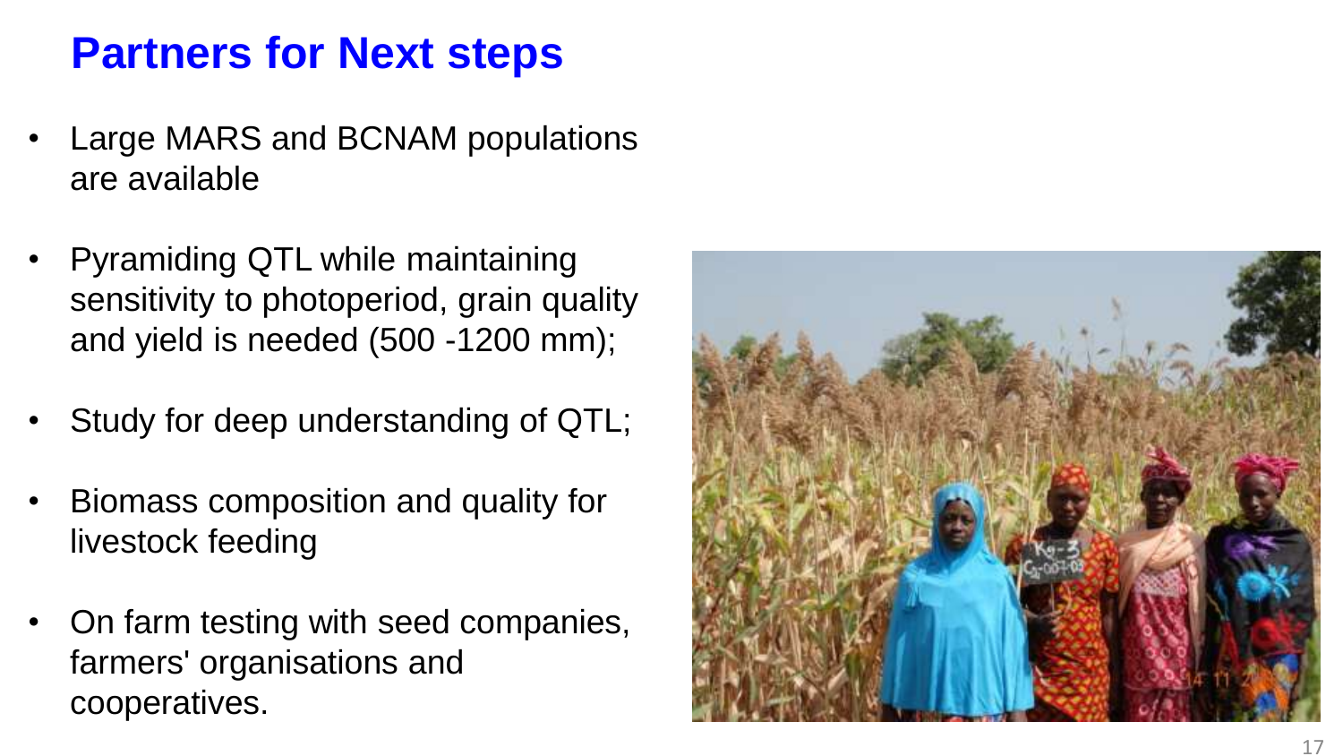# Partners for Next steps

- Large MARS and BCNAM populations are available
- Pyramiding QTL while maintaining sensitivity to photoperiod, grain quality and yield is needed (500 -1200 mm);
- Study for deep understanding of QTL;
- Biomass composition and quality for livestock feeding
- On farm testing with seed companies, farmers' organisations and cooperatives.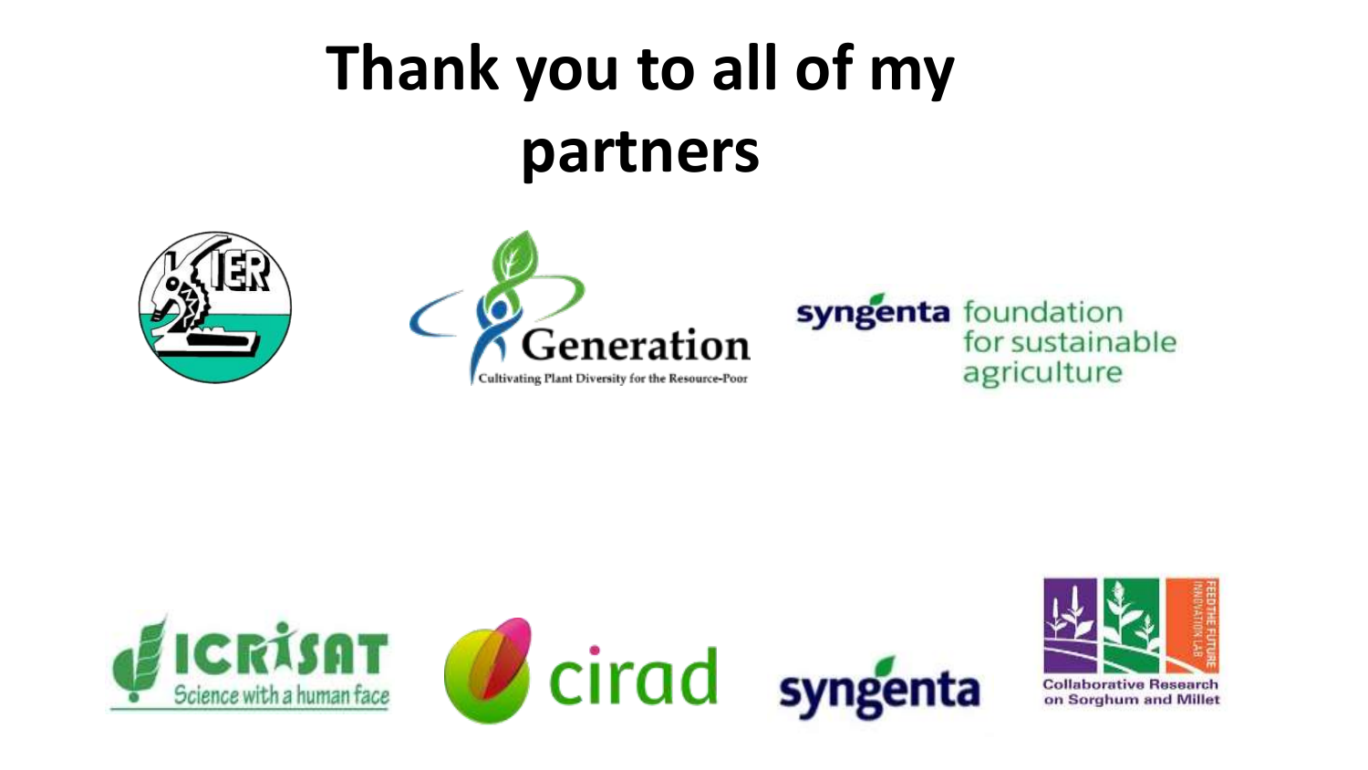# Thank you to all of my partners

IER

Generation
Cultivating Plant Diversity for the Resource-Poor

syngenta foundation for sustainable agriculture

ICRISAT
Science with a human face

cirad

syngenta

FEED THE FUTURE INNOVATION LAB
Collaborative Research on Sorghum and Millet